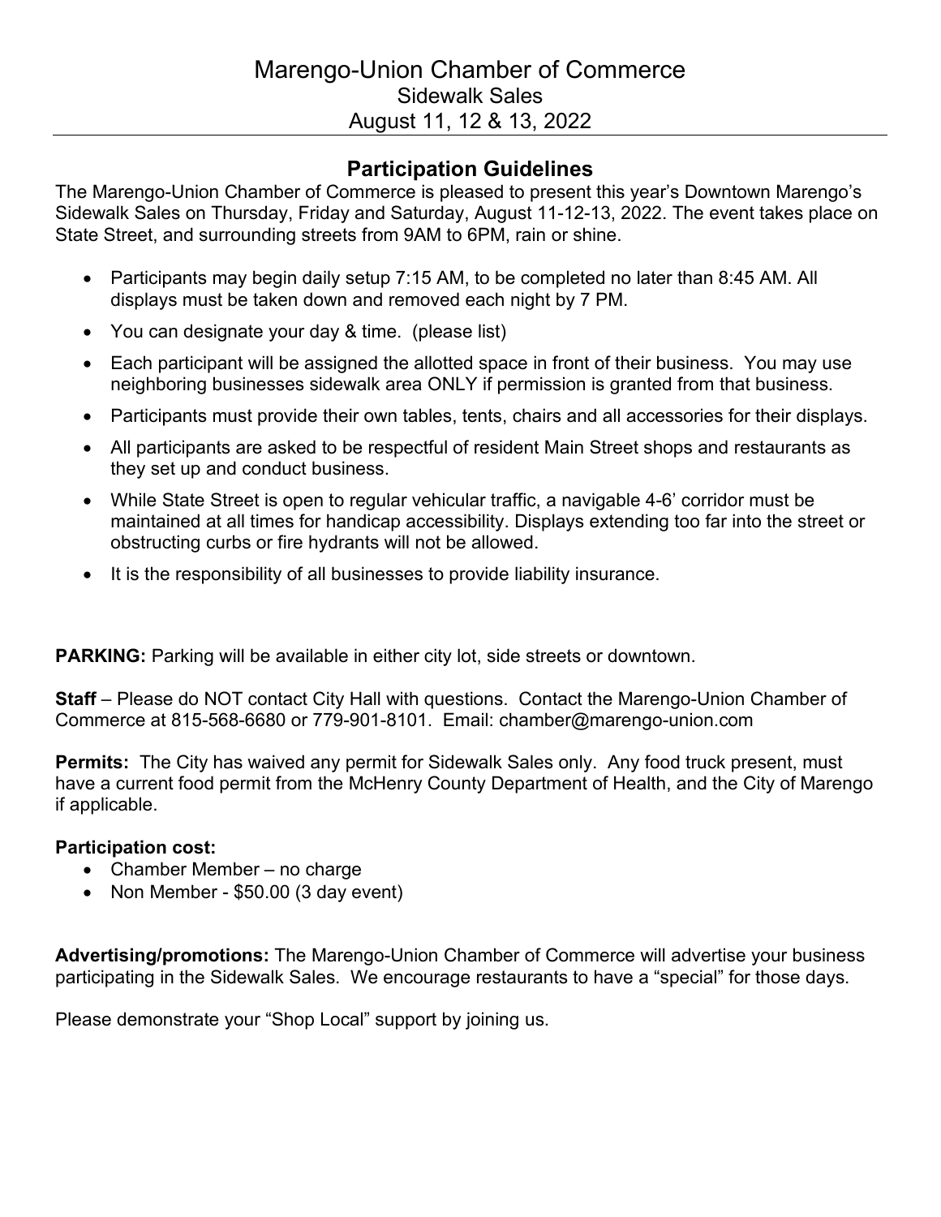# Marengo-Union Chamber of Commerce

## Sidewalk Sales

## August 11, 12 & 13, 2022

---

## Participation Guidelines

The Marengo-Union Chamber of Commerce is pleased to present this year's Downtown Marengo's Sidewalk Sales on Thursday, Friday and Saturday, August 11-12-13, 2022. The event takes place on State Street, and surrounding streets from 9AM to 6PM, rain or shine.

- Participants may begin daily setup 7:15 AM, to be completed no later than 8:45 AM. All displays must be taken down and removed each night by 7 PM.
- You can designate your day & time. (please list)
- Each participant will be assigned the allotted space in front of their business. You may use neighboring businesses sidewalk area ONLY if permission is granted from that business.
- Participants must provide their own tables, tents, chairs and all accessories for their displays.
- All participants are asked to be respectful of resident Main Street shops and restaurants as they set up and conduct business.
- While State Street is open to regular vehicular traffic, a navigable 4-6' corridor must be maintained at all times for handicap accessibility. Displays extending too far into the street or obstructing curbs or fire hydrants will not be allowed.
- It is the responsibility of all businesses to provide liability insurance.

**PARKING:** Parking will be available in either city lot, side streets or downtown.

**Staff** – Please do NOT contact City Hall with questions. Contact the Marengo-Union Chamber of Commerce at 815-568-6680 or 779-901-8101. Email: chamber@marengo-union.com

**Permits:** The City has waived any permit for Sidewalk Sales only. Any food truck present, must have a current food permit from the McHenry County Department of Health, and the City of Marengo if applicable.

**Participation cost:**

- Chamber Member – no charge
- Non Member - $50.00 (3 day event)

**Advertising/promotions:** The Marengo-Union Chamber of Commerce will advertise your business participating in the Sidewalk Sales. We encourage restaurants to have a "special" for those days.

Please demonstrate your "Shop Local" support by joining us.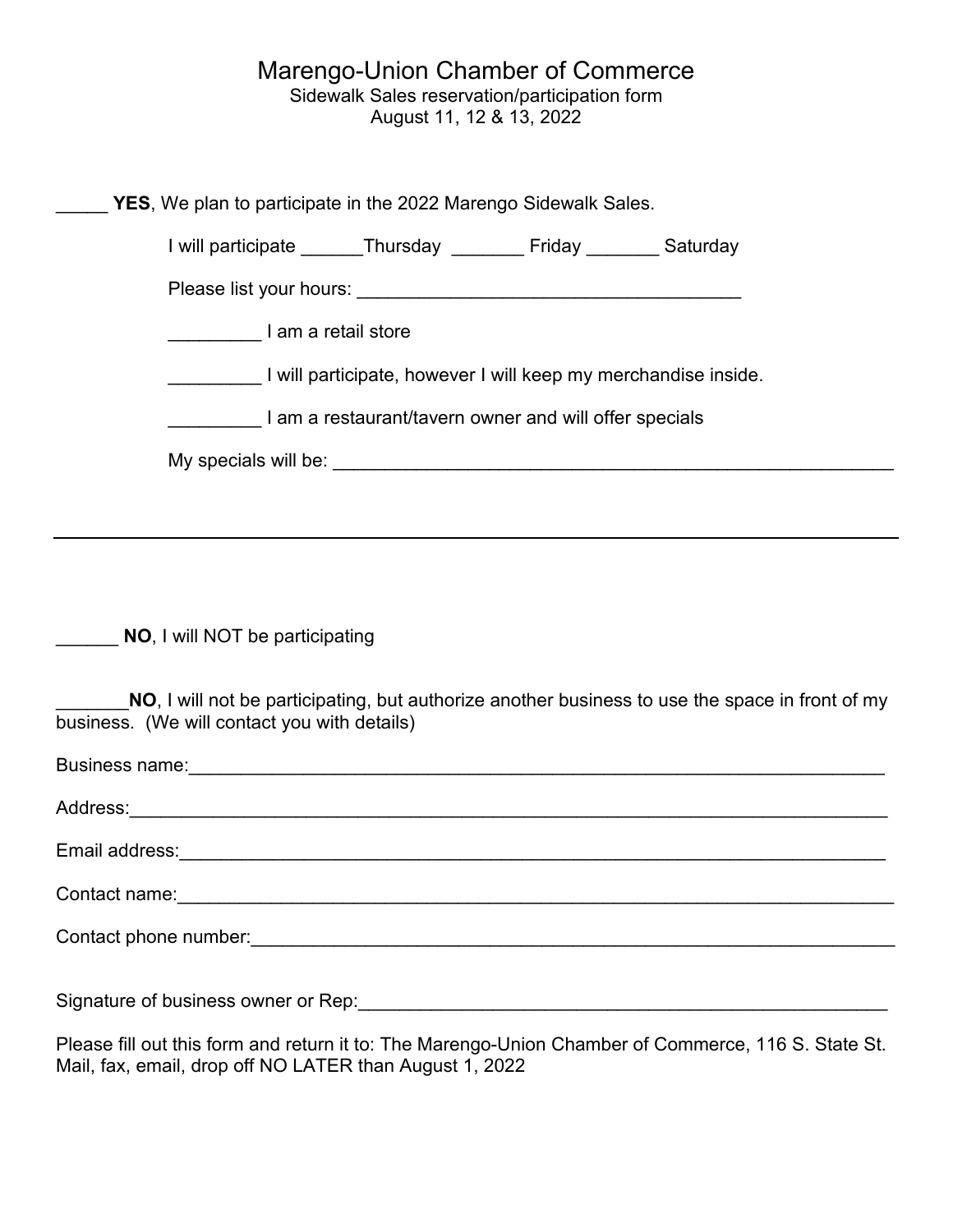# Marengo-Union Chamber of Commerce

Sidewalk Sales reservation/participation form
August 11, 12 & 13, 2022

_____ **YES**, We plan to participate in the 2022 Marengo Sidewalk Sales.

I will participate ______Thursday _______ Friday _______ Saturday

Please list your hours: ______________________________________

_________ I am a retail store

_________ I will participate, however I will keep my merchandise inside.

_________ I am a restaurant/tavern owner and will offer specials

My specials will be: _______________________________________________________

---

______ **NO**, I will NOT be participating

_______**NO**, I will not be participating, but authorize another business to use the space in front of my business. (We will contact you with details)

Business name:______________________________________________________________________

Address:___________________________________________________________________________

Email address:_______________________________________________________________________

Contact name:_______________________________________________________________________

Contact phone number:_______________________________________________________________

Signature of business owner or Rep:_____________________________________________________

Please fill out this form and return it to: The Marengo-Union Chamber of Commerce, 116 S. State St. Mail, fax, email, drop off NO LATER than August 1, 2022